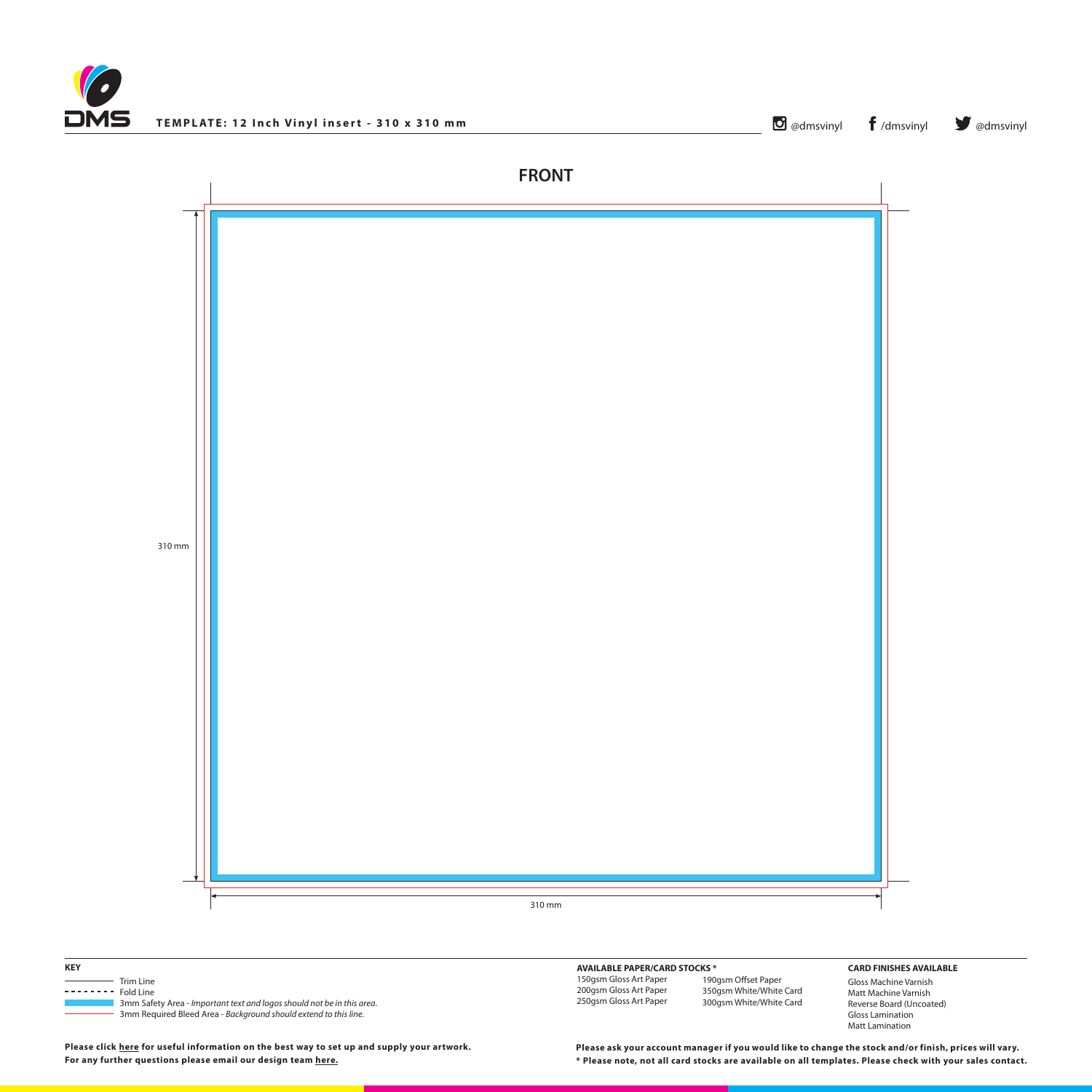**TEMPLATE: 12 Inch Vinyl insert - 310 x 310 mm**

@dmsvinyl /dmsvinyl @dmsvinyl

## FRONT

310 mm

310 mm

**KEY**

- Trim Line
- Fold Line
- 3mm Safety Area - *Important text and logos should not be in this area.*
- 3mm Required Bleed Area - *Background should extend to this line.*

**AVAILABLE PAPER/CARD STOCKS ***

150gsm Gloss Art Paper
200gsm Gloss Art Paper
250gsm Gloss Art Paper
190gsm Offset Paper
350gsm White/White Card
300gsm White/White Card

**CARD FINISHES AVAILABLE**

Gloss Machine Varnish
Matt Machine Varnish
Reverse Board (Uncoated)
Gloss Lamination
Matt Lamination

**Please click here for useful information on the best way to set up and supply your artwork.**
**For any further questions please email our design team here.**

**Please ask your account manager if you would like to change the stock and/or finish, prices will vary.**
**\* Please note, not all card stocks are available on all templates. Please check with your sales contact.**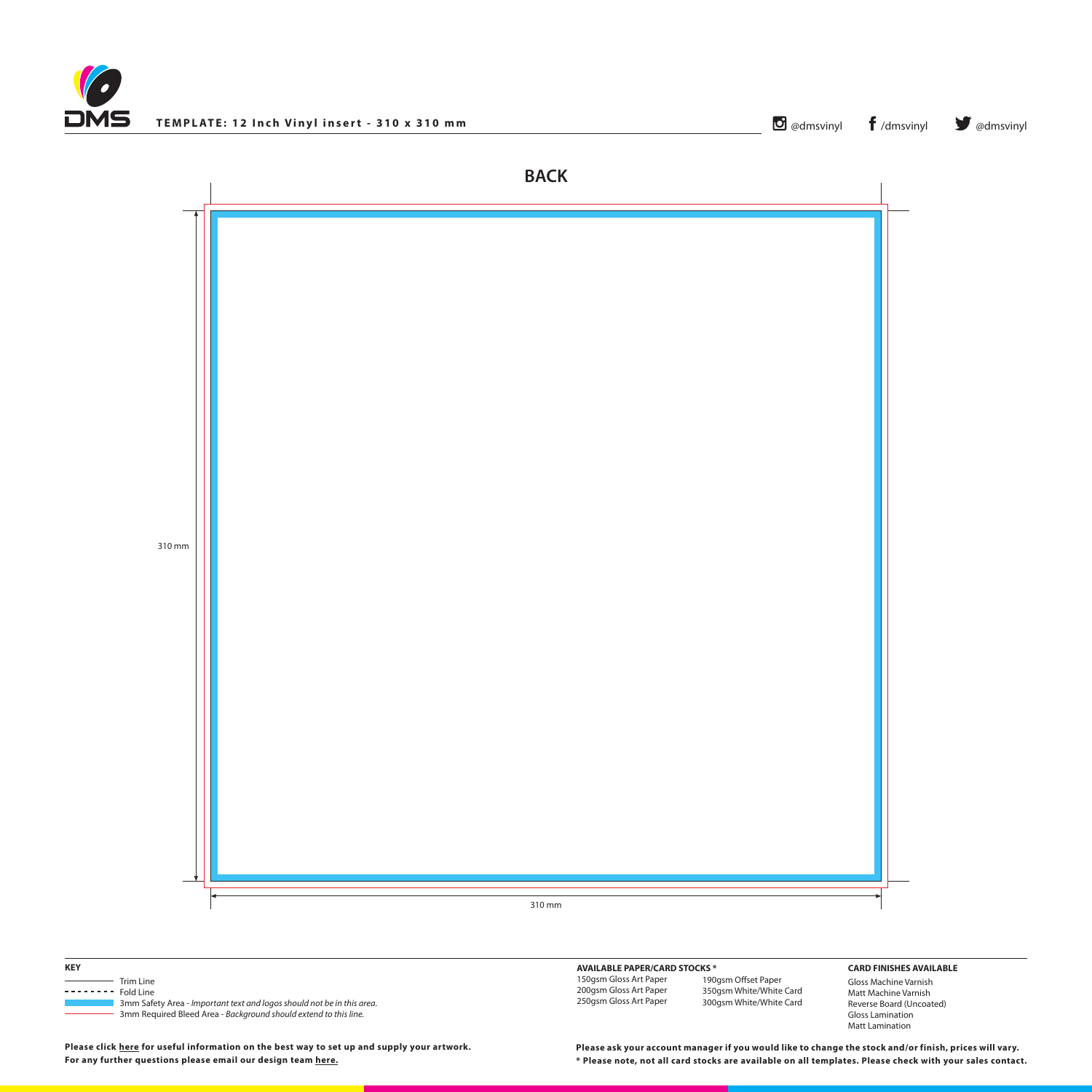# TEMPLATE: 12 Inch Vinyl insert - 310 x 310 mm

@dmsvinyl /dmsvinyl @dmsvinyl

## BACK

310 mm

310 mm

**KEY**

Trim Line
Fold Line
3mm Safety Area - *Important text and logos should not be in this area.*
3mm Required Bleed Area - *Background should extend to this line.*

**AVAILABLE PAPER/CARD STOCKS ***

150gsm Gloss Art Paper
200gsm Gloss Art Paper
250gsm Gloss Art Paper
190gsm Offset Paper
350gsm White/White Card
300gsm White/White Card

**CARD FINISHES AVAILABLE**

Gloss Machine Varnish
Matt Machine Varnish
Reverse Board (Uncoated)
Gloss Lamination
Matt Lamination

**Please click here for useful information on the best way to set up and supply your artwork.**
**For any further questions please email our design team here.**

**Please ask your account manager if you would like to change the stock and/or finish, prices will vary.**
*** Please note, not all card stocks are available on all templates. Please check with your sales contact.**